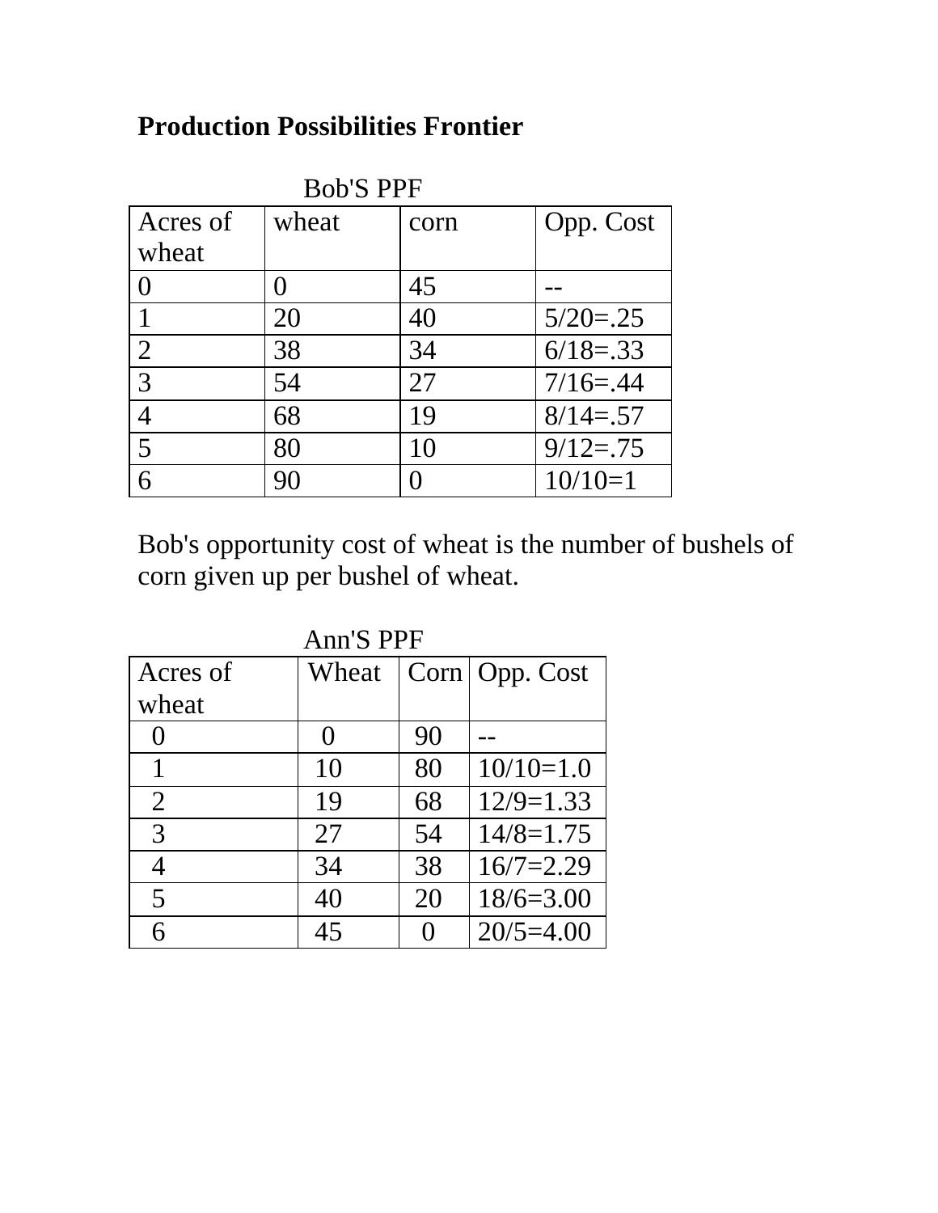# Production Possibilities Frontier

Bob'S PPF

| Acres of wheat | wheat | corn | Opp. Cost |
|---|---|---|---|
| 0 | 0 | 45 | -- |
| 1 | 20 | 40 | 5/20=.25 |
| 2 | 38 | 34 | 6/18=.33 |
| 3 | 54 | 27 | 7/16=.44 |
| 4 | 68 | 19 | 8/14=.57 |
| 5 | 80 | 10 | 9/12=.75 |
| 6 | 90 | 0 | 10/10=1 |

Bob's opportunity cost of wheat is the number of bushels of corn given up per bushel of wheat.

Ann'S PPF

| Acres of wheat | Wheat | Corn | Opp. Cost |
|---|---|---|---|
| 0 | 0 | 90 | -- |
| 1 | 10 | 80 | 10/10=1.0 |
| 2 | 19 | 68 | 12/9=1.33 |
| 3 | 27 | 54 | 14/8=1.75 |
| 4 | 34 | 38 | 16/7=2.29 |
| 5 | 40 | 20 | 18/6=3.00 |
| 6 | 45 | 0 | 20/5=4.00 |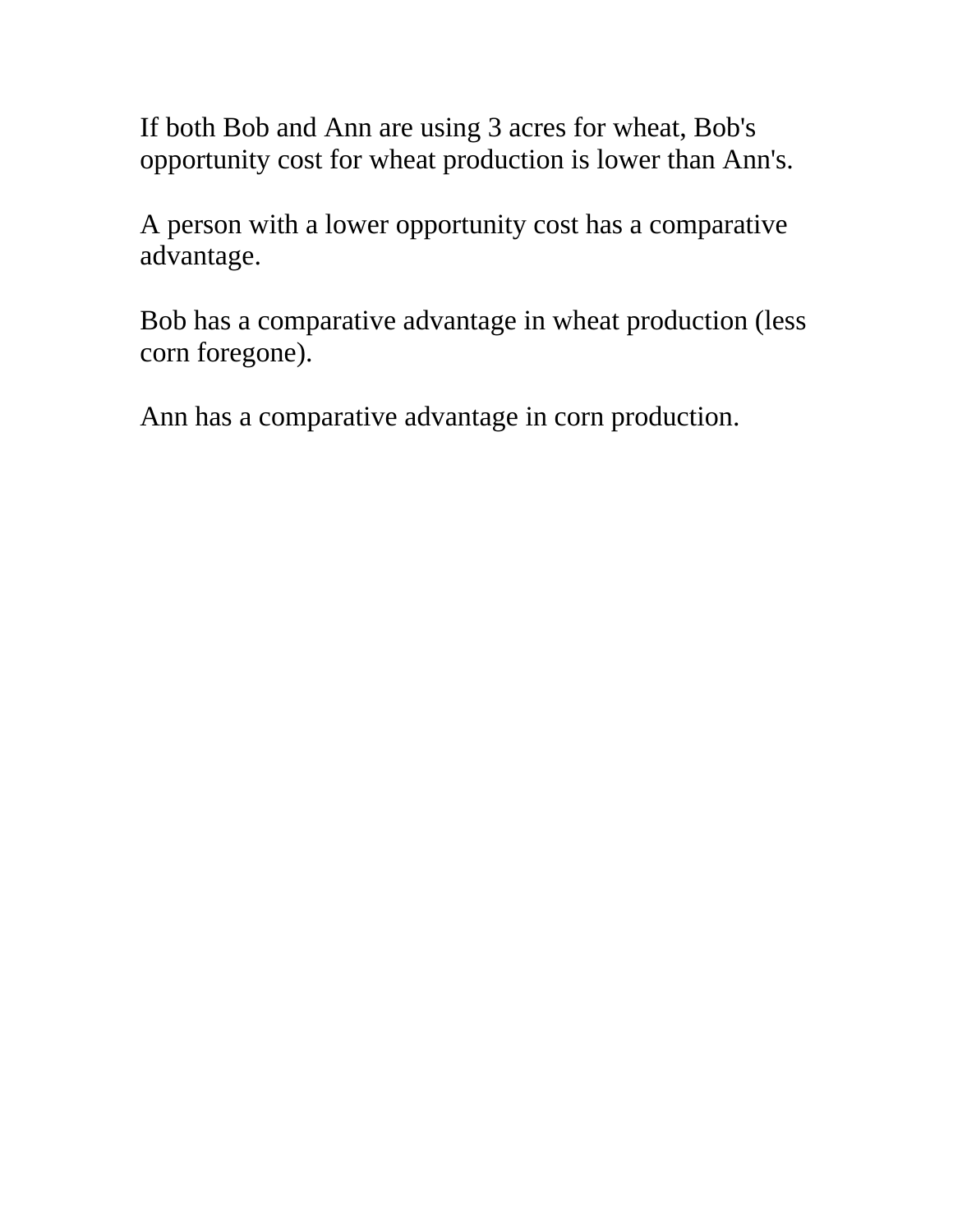If both Bob and Ann are using 3 acres for wheat, Bob's opportunity cost for wheat production is lower than Ann's.

A person with a lower opportunity cost has a comparative advantage.

Bob has a comparative advantage in wheat production (less corn foregone).

Ann has a comparative advantage in corn production.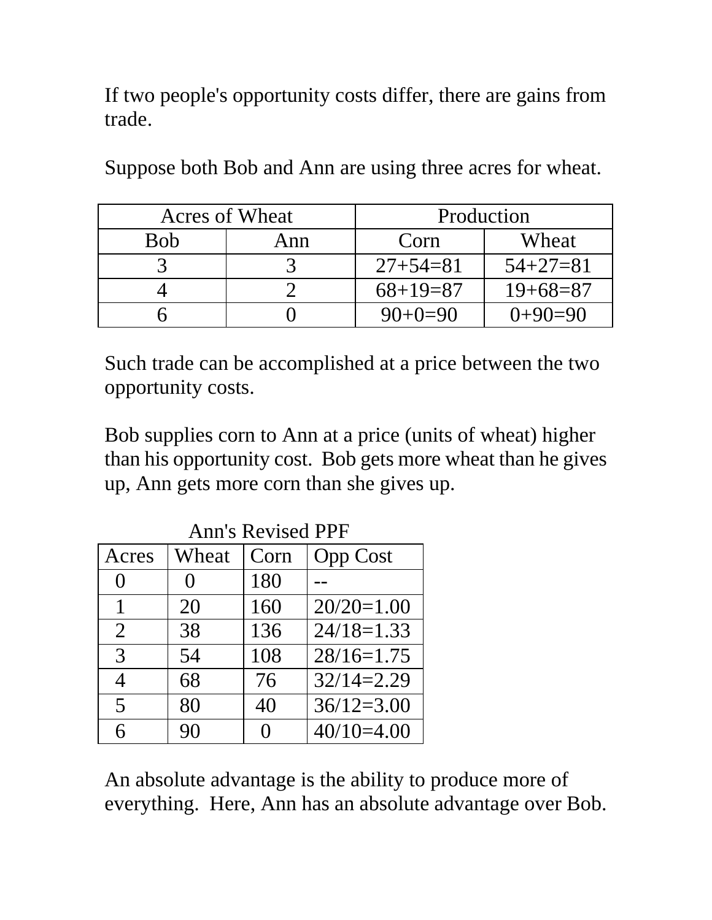If two people's opportunity costs differ, there are gains from trade.

Suppose both Bob and Ann are using three acres for wheat.

| Acres of Wheat | | Production | |
|---|---|---|---|
| Bob | Ann | Corn | Wheat |
| 3 | 3 | 27+54=81 | 54+27=81 |
| 4 | 2 | 68+19=87 | 19+68=87 |
| 6 | 0 | 90+0=90 | 0+90=90 |

Such trade can be accomplished at a price between the two opportunity costs.

Bob supplies corn to Ann at a price (units of wheat) higher than his opportunity cost. Bob gets more wheat than he gives up, Ann gets more corn than she gives up.

Ann's Revised PPF

| Acres | Wheat | Corn | Opp Cost |
|---|---|---|---|
| 0 | 0 | 180 | -- |
| 1 | 20 | 160 | 20/20=1.00 |
| 2 | 38 | 136 | 24/18=1.33 |
| 3 | 54 | 108 | 28/16=1.75 |
| 4 | 68 | 76 | 32/14=2.29 |
| 5 | 80 | 40 | 36/12=3.00 |
| 6 | 90 | 0 | 40/10=4.00 |

An absolute advantage is the ability to produce more of everything. Here, Ann has an absolute advantage over Bob.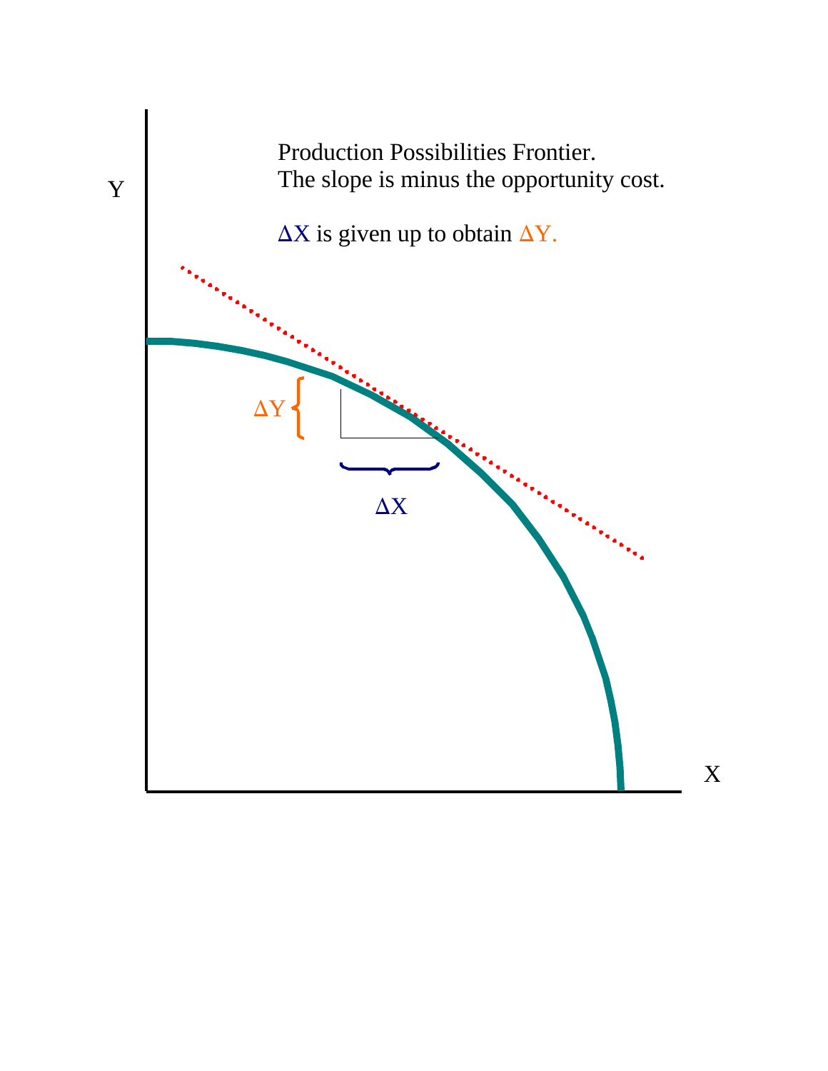Production Possibilities Frontier.
The slope is minus the opportunity cost.

$\Delta X$ is given up to obtain $\Delta Y$.

Y

$\Delta Y$

$\Delta X$

X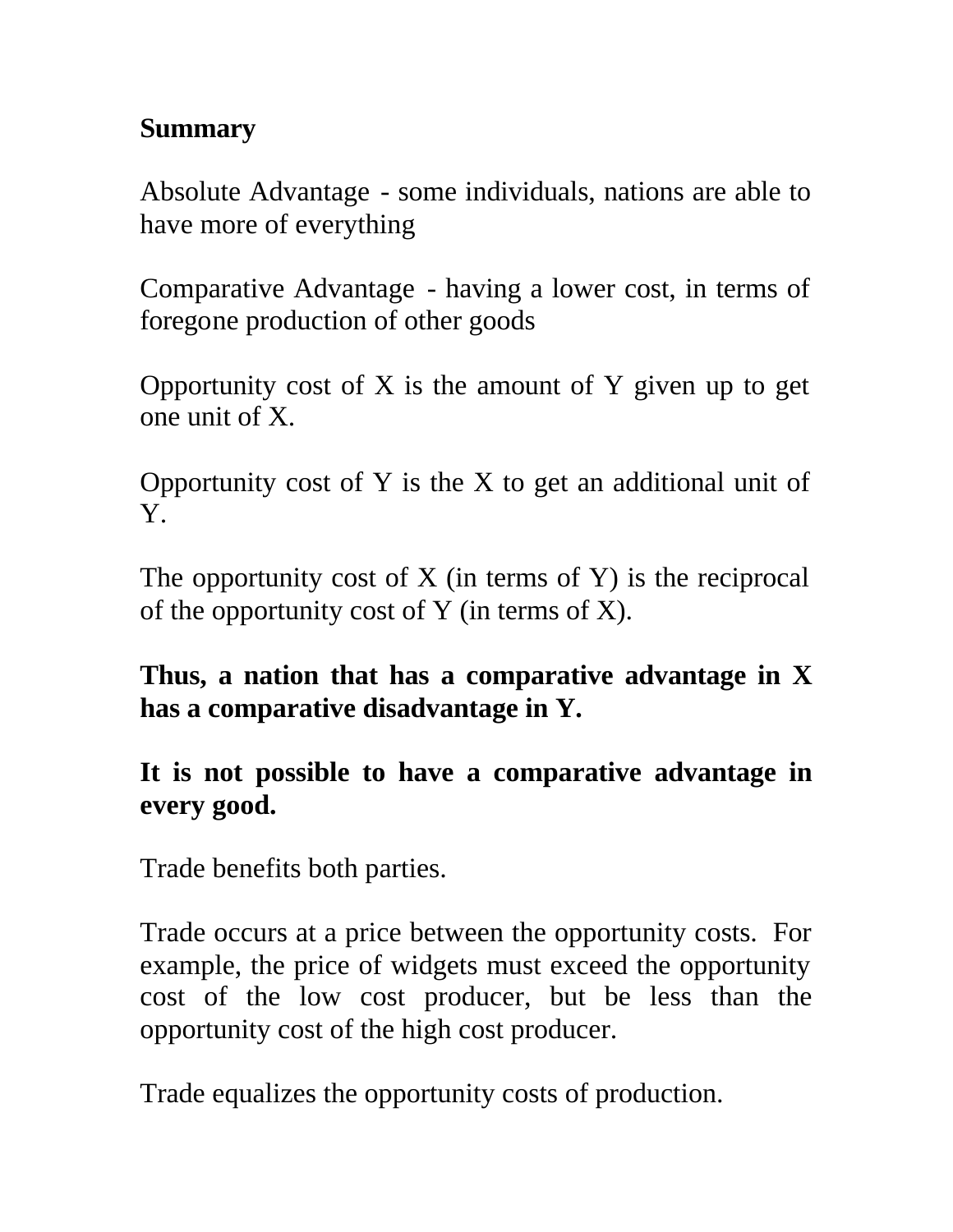**Summary**

Absolute Advantage - some individuals, nations are able to have more of everything

Comparative Advantage - having a lower cost, in terms of foregone production of other goods

Opportunity cost of X is the amount of Y given up to get one unit of X.

Opportunity cost of Y is the X to get an additional unit of Y.

The opportunity cost of X (in terms of Y) is the reciprocal of the opportunity cost of Y (in terms of X).

**Thus, a nation that has a comparative advantage in X has a comparative disadvantage in Y.**

**It is not possible to have a comparative advantage in every good.**

Trade benefits both parties.

Trade occurs at a price between the opportunity costs. For example, the price of widgets must exceed the opportunity cost of the low cost producer, but be less than the opportunity cost of the high cost producer.

Trade equalizes the opportunity costs of production.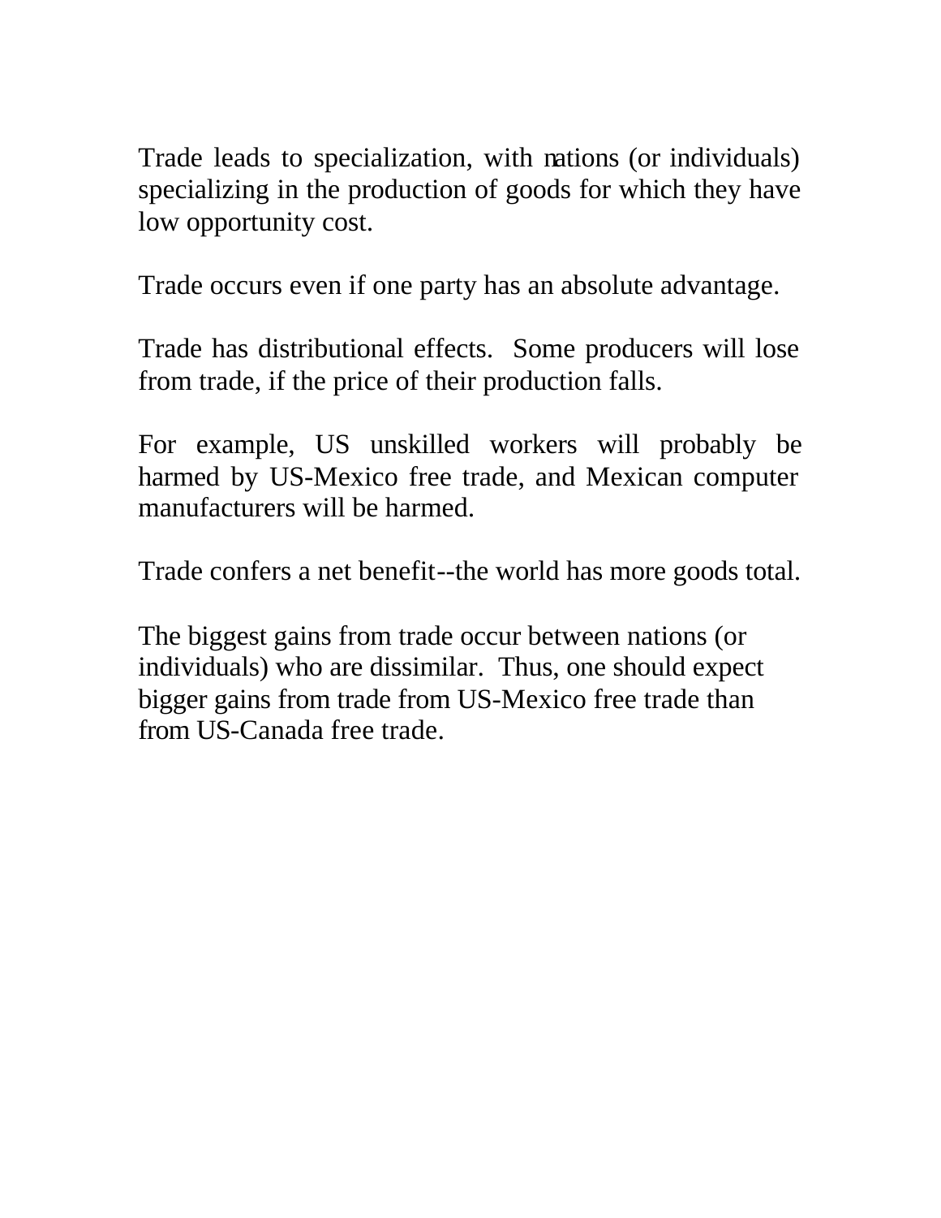Trade leads to specialization, with nations (or individuals) specializing in the production of goods for which they have low opportunity cost.

Trade occurs even if one party has an absolute advantage.

Trade has distributional effects. Some producers will lose from trade, if the price of their production falls.

For example, US unskilled workers will probably be harmed by US-Mexico free trade, and Mexican computer manufacturers will be harmed.

Trade confers a net benefit--the world has more goods total.

The biggest gains from trade occur between nations (or individuals) who are dissimilar. Thus, one should expect bigger gains from trade from US-Mexico free trade than from US-Canada free trade.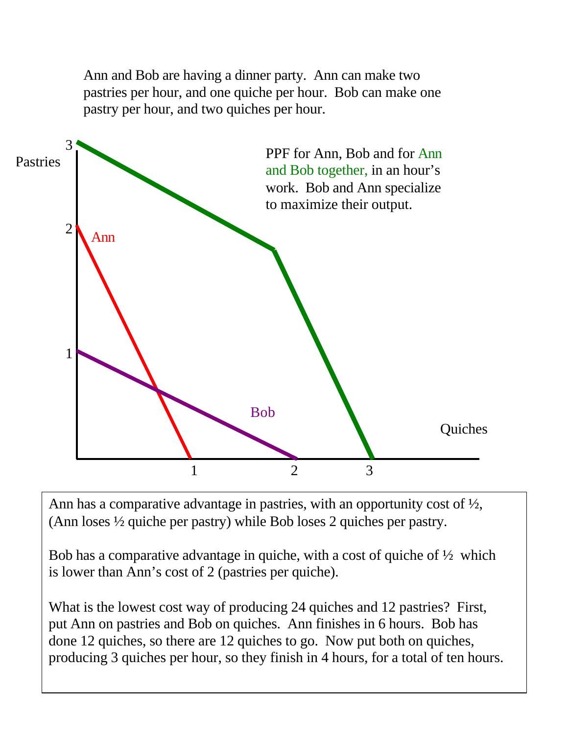Ann and Bob are having a dinner party. Ann can make two pastries per hour, and one quiche per hour. Bob can make one pastry per hour, and two quiches per hour.

PPF for Ann, Bob and for Ann and Bob together, in an hour's work. Bob and Ann specialize to maximize their output.

Pastries

3

2

1

Ann

Bob

Quiches

1 2 3

Ann has a comparative advantage in pastries, with an opportunity cost of ½, (Ann loses ½ quiche per pastry) while Bob loses 2 quiches per pastry.

Bob has a comparative advantage in quiche, with a cost of quiche of ½ which is lower than Ann's cost of 2 (pastries per quiche).

What is the lowest cost way of producing 24 quiches and 12 pastries? First, put Ann on pastries and Bob on quiches. Ann finishes in 6 hours. Bob has done 12 quiches, so there are 12 quiches to go. Now put both on quiches, producing 3 quiches per hour, so they finish in 4 hours, for a total of ten hours.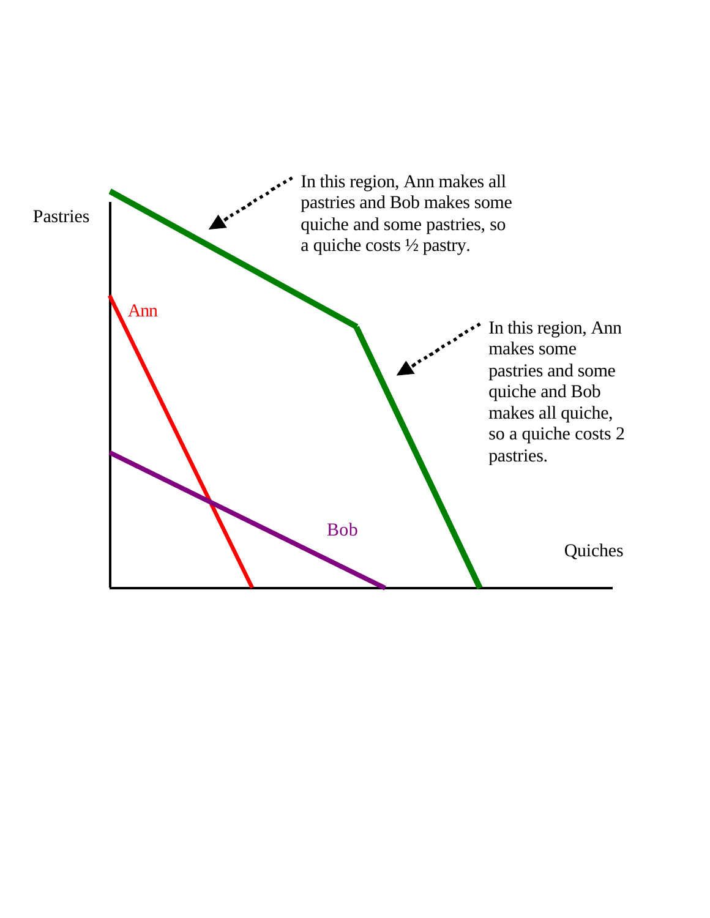Pastries

Ann

Bob

Quiches

In this region, Ann makes all pastries and Bob makes some quiche and some pastries, so a quiche costs ½ pastry.

In this region, Ann makes some pastries and some quiche and Bob makes all quiche, so a quiche costs 2 pastries.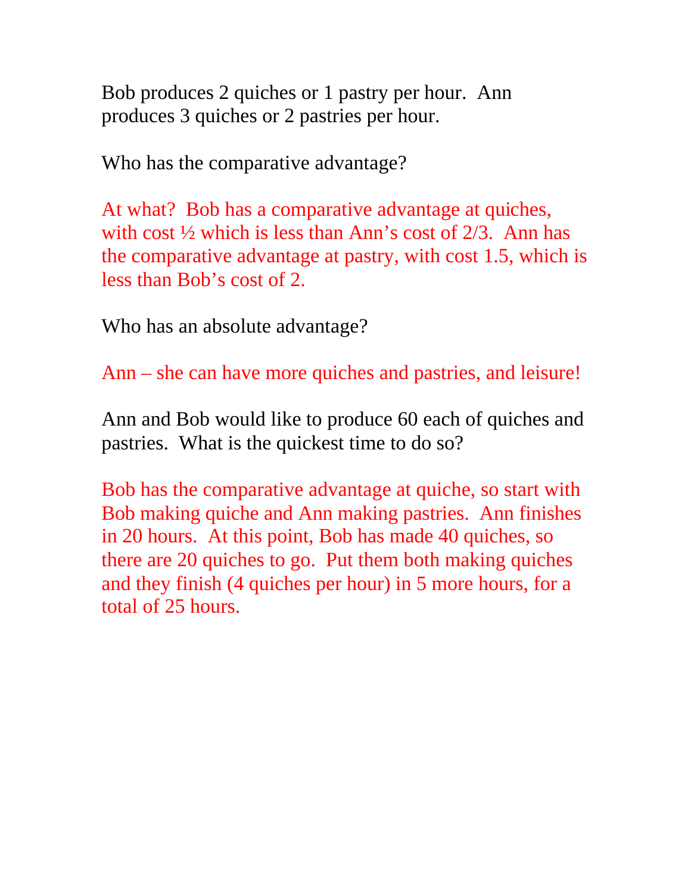Bob produces 2 quiches or 1 pastry per hour. Ann produces 3 quiches or 2 pastries per hour.

Who has the comparative advantage?

At what? Bob has a comparative advantage at quiches, with cost ½ which is less than Ann's cost of 2/3. Ann has the comparative advantage at pastry, with cost 1.5, which is less than Bob's cost of 2.

Who has an absolute advantage?

Ann – she can have more quiches and pastries, and leisure!

Ann and Bob would like to produce 60 each of quiches and pastries. What is the quickest time to do so?

Bob has the comparative advantage at quiche, so start with Bob making quiche and Ann making pastries. Ann finishes in 20 hours. At this point, Bob has made 40 quiches, so there are 20 quiches to go. Put them both making quiches and they finish (4 quiches per hour) in 5 more hours, for a total of 25 hours.